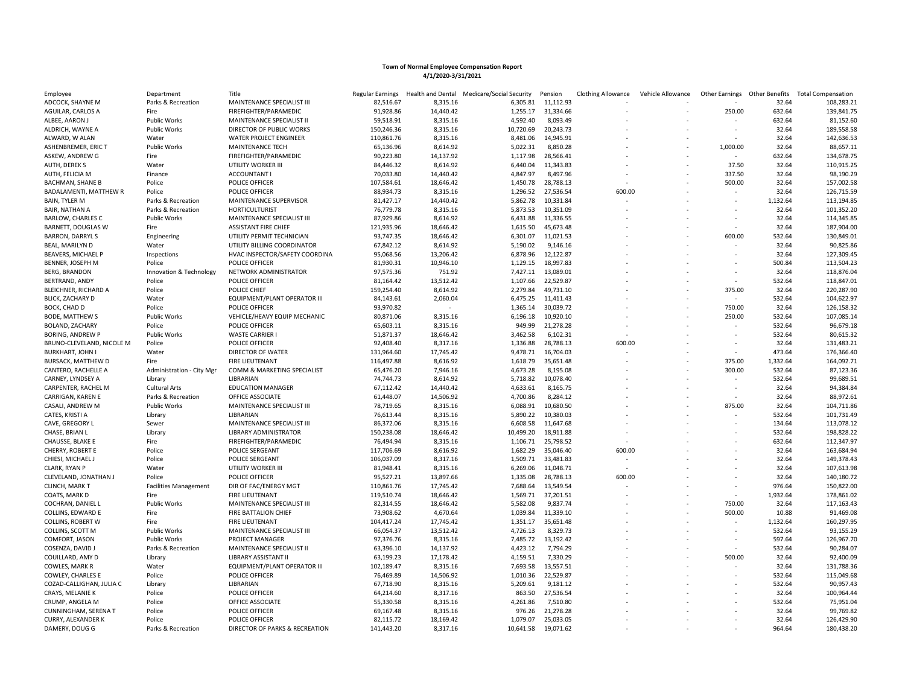**Town of Normal Employee Compensation Report**
**4/1/2020-3/31/2021**

| Employee | Department | Title | Regular Earnings | Health and Dental | Medicare/Social Security | Pension | Clothing Allowance | Vehicle Allowance | Other Earnings | Other Benefits | Total Compensation |
|---|---|---|---|---|---|---|---|---|---|---|---|
| ADCOCK, SHAYNE M | Parks & Recreation | MAINTENANCE SPECIALIST III | 82,516.67 | 8,315.16 | 6,305.81 | 11,112.93 | - | - | - | 32.64 | 108,283.21 |
| AGUILAR, CARLOS A | Fire | FIREFIGHTER/PARAMEDIC | 91,928.86 | 14,440.42 | 1,255.17 | 31,334.66 | - | - | 250.00 | 632.64 | 139,841.75 |
| ALBEE, AARON J | Public Works | MAINTENANCE SPECIALIST II | 59,518.91 | 8,315.16 | 4,592.40 | 8,093.49 | - | - | - | 632.64 | 81,152.60 |
| ALDRICH, WAYNE A | Public Works | DIRECTOR OF PUBLIC WORKS | 150,246.36 | 8,315.16 | 10,720.69 | 20,243.73 | - | - | - | 32.64 | 189,558.58 |
| ALWARD, W ALAN | Water | WATER PROJECT ENGINEER | 110,861.76 | 8,315.16 | 8,481.06 | 14,945.91 | - | - | - | 32.64 | 142,636.53 |
| ASHENBREMER, ERIC T | Public Works | MAINTENANCE TECH | 65,136.96 | 8,614.92 | 5,022.31 | 8,850.28 | - | - | 1,000.00 | 32.64 | 88,657.11 |
| ASKEW, ANDREW G | Fire | FIREFIGHTER/PARAMEDIC | 90,223.80 | 14,137.92 | 1,117.98 | 28,566.41 | - | - | - | 632.64 | 134,678.75 |
| AUTH, DEREK S | Water | UTILITY WORKER III | 84,446.32 | 8,614.92 | 6,440.04 | 11,343.83 | - | - | 37.50 | 32.64 | 110,915.25 |
| AUTH, FELICIA M | Finance | ACCOUNTANT I | 70,033.80 | 14,440.42 | 4,847.97 | 8,497.96 | - | - | 337.50 | 32.64 | 98,190.29 |
| BACHMAN, SHANE B | Police | POLICE OFFICER | 107,584.61 | 18,646.42 | 1,450.78 | 28,788.13 | - | - | 500.00 | 32.64 | 157,002.58 |
| BADALAMENTI, MATTHEW R | Police | POLICE OFFICER | 88,934.73 | 8,315.16 | 1,296.52 | 27,536.54 | 600.00 | - | - | 32.64 | 126,715.59 |
| BAIN, TYLER M | Parks & Recreation | MAINTENANCE SUPERVISOR | 81,427.17 | 14,440.42 | 5,862.78 | 10,331.84 | - | - | - | 1,132.64 | 113,194.85 |
| BAIR, NATHAN A | Parks & Recreation | HORTICULTURIST | 76,779.78 | 8,315.16 | 5,873.53 | 10,351.09 | - | - | - | 32.64 | 101,352.20 |
| BARLOW, CHARLES C | Public Works | MAINTENANCE SPECIALIST III | 87,929.86 | 8,614.92 | 6,431.88 | 11,336.55 | - | - | - | 32.64 | 114,345.85 |
| BARNETT, DOUGLAS W | Fire | ASSISTANT FIRE CHIEF | 121,935.96 | 18,646.42 | 1,615.50 | 45,673.48 | - | - | - | 32.64 | 187,904.00 |
| BARRON, DARRYL S | Engineering | UTILITY PERMIT TECHNICIAN | 93,747.35 | 18,646.42 | 6,301.07 | 11,021.53 | - | - | 600.00 | 532.64 | 130,849.01 |
| BEAL, MARILYN D | Water | UTILITY BILLING COORDINATOR | 67,842.12 | 8,614.92 | 5,190.02 | 9,146.16 | - | - | - | 32.64 | 90,825.86 |
| BEAVERS, MICHAEL P | Inspections | HVAC INSPECTOR/SAFETY COORDINA | 95,068.56 | 13,206.42 | 6,878.96 | 12,122.87 | - | - | - | 32.64 | 127,309.45 |
| BENNER, JOSEPH M | Police | POLICE OFFICER | 81,930.31 | 10,946.10 | 1,129.15 | 18,997.83 | - | - | - | 500.84 | 113,504.23 |
| BERG, BRANDON | Innovation & Technology | NETWORK ADMINISTRATOR | 97,575.36 | 751.92 | 7,427.11 | 13,089.01 | - | - | - | 32.64 | 118,876.04 |
| BERTRAND, ANDY | Police | POLICE OFFICER | 81,164.42 | 13,512.42 | 1,107.66 | 22,529.87 | - | - | - | 532.64 | 118,847.01 |
| BLEICHNER, RICHARD A | Police | POLICE CHIEF | 159,254.40 | 8,614.92 | 2,279.84 | 49,731.10 | - | - | 375.00 | 32.64 | 220,287.90 |
| BLICK, ZACHARY D | Water | EQUIPMENT/PLANT OPERATOR III | 84,143.61 | 2,060.04 | 6,475.25 | 11,411.43 | - | - | - | 532.64 | 104,622.97 |
| BOCK, CHAD D | Police | POLICE OFFICER | 93,970.82 | - | 1,365.14 | 30,039.72 | - | - | 750.00 | 32.64 | 126,158.32 |
| BODE, MATTHEW S | Public Works | VEHICLE/HEAVY EQUIP MECHANIC | 80,871.06 | 8,315.16 | 6,196.18 | 10,920.10 | - | - | 250.00 | 532.64 | 107,085.14 |
| BOLAND, ZACHARY | Police | POLICE OFFICER | 65,603.11 | 8,315.16 | 949.99 | 21,278.28 | - | - | - | 532.64 | 96,679.18 |
| BORING, ANDREW P | Public Works | WASTE CARRIER I | 51,871.37 | 18,646.42 | 3,462.58 | 6,102.31 | - | - | - | 532.64 | 80,615.32 |
| BRUNO-CLEVELAND, NICOLE M | Police | POLICE OFFICER | 92,408.40 | 8,317.16 | 1,336.88 | 28,788.13 | 600.00 | - | - | 32.64 | 131,483.21 |
| BURKHART, JOHN I | Water | DIRECTOR OF WATER | 131,964.60 | 17,745.42 | 9,478.71 | 16,704.03 | - | - | - | 473.64 | 176,366.40 |
| BURSACK, MATTHEW D | Fire | FIRE LIEUTENANT | 116,497.88 | 8,616.92 | 1,618.79 | 35,651.48 | - | - | 375.00 | 1,332.64 | 164,092.71 |
| CANTERO, RACHELLE A | Administration - City Mgr | COMM & MARKETING SPECIALIST | 65,476.20 | 7,946.16 | 4,673.28 | 8,195.08 | - | - | 300.00 | 532.64 | 87,123.36 |
| CARNEY, LYNDSEY A | Library | LIBRARIAN | 74,744.73 | 8,614.92 | 5,718.82 | 10,078.40 | - | - | - | 532.64 | 99,689.51 |
| CARPENTER, RACHEL M | Cultural Arts | EDUCATION MANAGER | 67,112.42 | 14,440.42 | 4,633.61 | 8,165.75 | - | - | - | 32.64 | 94,384.84 |
| CARRIGAN, KAREN E | Parks & Recreation | OFFICE ASSOCIATE | 61,448.07 | 14,506.92 | 4,700.86 | 8,284.12 | - | - | - | 32.64 | 88,972.61 |
| CASALI, ANDREW M | Public Works | MAINTENANCE SPECIALIST III | 78,719.65 | 8,315.16 | 6,088.91 | 10,680.50 | - | - | 875.00 | 32.64 | 104,711.86 |
| CATES, KRISTI A | Library | LIBRARIAN | 76,613.44 | 8,315.16 | 5,890.22 | 10,380.03 | - | - | - | 532.64 | 101,731.49 |
| CAVE, GREGORY L | Sewer | MAINTENANCE SPECIALIST III | 86,372.06 | 8,315.16 | 6,608.58 | 11,647.68 | - | - | - | 134.64 | 113,078.12 |
| CHASE, BRIAN L | Library | LIBRARY ADMINISTRATOR | 150,238.08 | 18,646.42 | 10,499.20 | 18,911.88 | - | - | - | 532.64 | 198,828.22 |
| CHAUSSE, BLAKE E | Fire | FIREFIGHTER/PARAMEDIC | 76,494.94 | 8,315.16 | 1,106.71 | 25,798.52 | - | - | - | 632.64 | 112,347.97 |
| CHERRY, ROBERT E | Police | POLICE SERGEANT | 117,706.69 | 8,616.92 | 1,682.29 | 35,046.40 | 600.00 | - | - | 32.64 | 163,684.94 |
| CHIESI, MICHAEL J | Police | POLICE SERGEANT | 106,037.09 | 8,317.16 | 1,509.71 | 33,481.83 | - | - | - | 32.64 | 149,378.43 |
| CLARK, RYAN P | Water | UTILITY WORKER III | 81,948.41 | 8,315.16 | 6,269.06 | 11,048.71 | - | - | - | 32.64 | 107,613.98 |
| CLEVELAND, JONATHAN J | Police | POLICE OFFICER | 95,527.21 | 13,897.66 | 1,335.08 | 28,788.13 | 600.00 | - | - | 32.64 | 140,180.72 |
| CLINCH, MARK T | Facilities Management | DIR OF FAC/ENERGY MGT | 110,861.76 | 17,745.42 | 7,688.64 | 13,549.54 | - | - | - | 976.64 | 150,822.00 |
| COATS, MARK D | Fire | FIRE LIEUTENANT | 119,510.74 | 18,646.42 | 1,569.71 | 37,201.51 | - | - | - | 1,932.64 | 178,861.02 |
| COCHRAN, DANIEL L | Public Works | MAINTENANCE SPECIALIST III | 82,314.55 | 18,646.42 | 5,582.08 | 9,837.74 | - | - | 750.00 | 32.64 | 117,163.43 |
| COLLINS, EDWARD E | Fire | FIRE BATTALION CHIEF | 73,908.62 | 4,670.64 | 1,039.84 | 11,339.10 | - | - | 500.00 | 10.88 | 91,469.08 |
| COLLINS, ROBERT W | Fire | FIRE LIEUTENANT | 104,417.24 | 17,745.42 | 1,351.17 | 35,651.48 | - | - | - | 1,132.64 | 160,297.95 |
| COLLINS, SCOTT M | Public Works | MAINTENANCE SPECIALIST III | 66,054.37 | 13,512.42 | 4,726.13 | 8,329.73 | - | - | - | 532.64 | 93,155.29 |
| COMFORT, JASON | Public Works | PROJECT MANAGER | 97,376.76 | 8,315.16 | 7,485.72 | 13,192.42 | - | - | - | 597.64 | 126,967.70 |
| COSENZA, DAVID J | Parks & Recreation | MAINTENANCE SPECIALIST II | 63,396.10 | 14,137.92 | 4,423.12 | 7,794.29 | - | - | - | 532.64 | 90,284.07 |
| COUILLARD, AMY D | Library | LIBRARY ASSISTANT II | 63,199.23 | 17,178.42 | 4,159.51 | 7,330.29 | - | - | 500.00 | 32.64 | 92,400.09 |
| COWLES, MARK R | Water | EQUIPMENT/PLANT OPERATOR III | 102,189.47 | 8,315.16 | 7,693.58 | 13,557.51 | - | - | - | 32.64 | 131,788.36 |
| COWLEY, CHARLES E | Police | POLICE OFFICER | 76,469.89 | 14,506.92 | 1,010.36 | 22,529.87 | - | - | - | 532.64 | 115,049.68 |
| COZAD-CALLIGHAN, JULIA C | Library | LIBRARIAN | 67,718.90 | 8,315.16 | 5,209.61 | 9,181.12 | - | - | - | 532.64 | 90,957.43 |
| CRAYS, MELANIE K | Police | POLICE OFFICER | 64,214.60 | 8,317.16 | 863.50 | 27,536.54 | - | - | - | 32.64 | 100,964.44 |
| CRUMP, ANGELA M | Police | OFFICE ASSOCIATE | 55,330.58 | 8,315.16 | 4,261.86 | 7,510.80 | - | - | - | 532.64 | 75,951.04 |
| CUNNINGHAM, SERENA T | Police | POLICE OFFICER | 69,167.48 | 8,315.16 | 976.26 | 21,278.28 | - | - | - | 32.64 | 99,769.82 |
| CURRY, ALEXANDER K | Police | POLICE OFFICER | 82,115.72 | 18,169.42 | 1,079.07 | 25,033.05 | - | - | - | 32.64 | 126,429.90 |
| DAMERY, DOUG G | Parks & Recreation | DIRECTOR OF PARKS & RECREATION | 141,443.20 | 8,317.16 | 10,641.58 | 19,071.62 | - | - | - | 964.64 | 180,438.20 |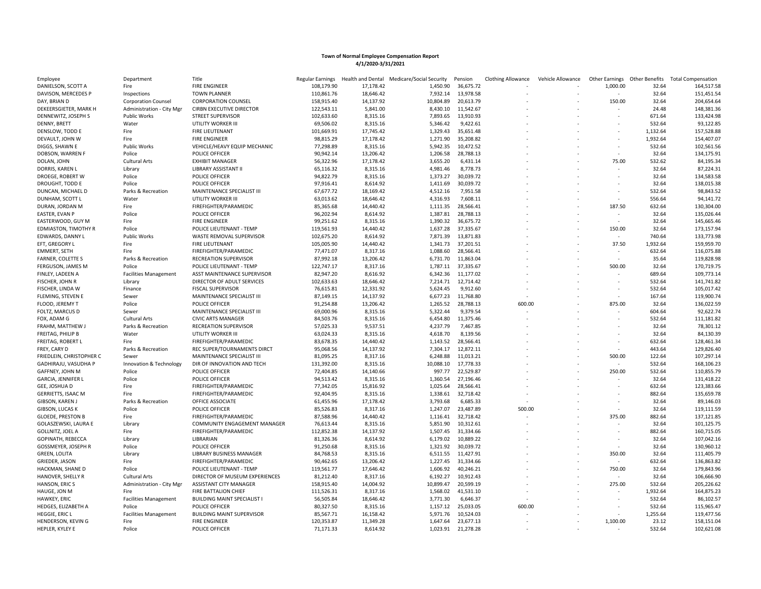**Town of Normal Employee Compensation Report**
**4/1/2020-3/31/2021**

| Employee | Department | Title | Regular Earnings | Health and Dental | Medicare/Social Security | Pension | Clothing Allowance | Vehicle Allowance | Other Earnings | Other Benefits | Total Compensation |
|---|---|---|---|---|---|---|---|---|---|---|---|
| DANIELSON, SCOTT A | Fire | FIRE ENGINEER | 108,179.90 | 17,178.42 | 1,450.90 | 36,675.72 | - | - | 1,000.00 | 32.64 | 164,517.58 |
| DAVISON, MERCEDES P | Inspections | TOWN PLANNER | 110,861.76 | 18,646.42 | 7,932.14 | 13,978.58 | - | - | - | 32.64 | 151,451.54 |
| DAY, BRIAN D | Corporation Counsel | CORPORATION COUNSEL | 158,915.40 | 14,137.92 | 10,804.89 | 20,613.79 | - | - | 150.00 | 32.64 | 204,654.64 |
| DEKEERSGIETER, MARK H | Administration - City Mgr | CIRBN EXECUTIVE DIRECTOR | 122,543.11 | 5,841.00 | 8,430.10 | 11,542.67 | - | - | - | 24.48 | 148,381.36 |
| DENNEWITZ, JOSEPH S | Public Works | STREET SUPERVISOR | 102,633.60 | 8,315.16 | 7,893.65 | 13,910.93 | - | - | - | 671.64 | 133,424.98 |
| DENNY, BRETT | Water | UTILITY WORKER III | 69,506.02 | 8,315.16 | 5,346.42 | 9,422.61 | - | - | - | 532.64 | 93,122.85 |
| DENSLOW, TODD E | Fire | FIRE LIEUTENANT | 101,669.91 | 17,745.42 | 1,329.43 | 35,651.48 | - | - | - | 1,132.64 | 157,528.88 |
| DEVAULT, JOHN W | Fire | FIRE ENGINEER | 98,815.29 | 17,178.42 | 1,271.90 | 35,208.82 | - | - | - | 1,932.64 | 154,407.07 |
| DIGGS, SHAWN E | Public Works | VEHICLE/HEAVY EQUIP MECHANIC | 77,298.89 | 8,315.16 | 5,942.35 | 10,472.52 | - | - | - | 532.64 | 102,561.56 |
| DOBSON, WARREN F | Police | POLICE OFFICER | 90,942.14 | 13,206.42 | 1,206.58 | 28,788.13 | - | - | - | 32.64 | 134,175.91 |
| DOLAN, JOHN | Cultural Arts | EXHIBIT MANAGER | 56,322.96 | 17,178.42 | 3,655.20 | 6,431.14 | - | - | 75.00 | 532.62 | 84,195.34 |
| DORRIS, KAREN L | Library | LIBRARY ASSISTANT II | 65,116.32 | 8,315.16 | 4,981.46 | 8,778.73 | - | - | - | 32.64 | 87,224.31 |
| DROEGE, ROBERT W | Police | POLICE OFFICER | 94,822.79 | 8,315.16 | 1,373.27 | 30,039.72 | - | - | - | 32.64 | 134,583.58 |
| DROUGHT, TODD E | Police | POLICE OFFICER | 97,916.41 | 8,614.92 | 1,411.69 | 30,039.72 | - | - | - | 32.64 | 138,015.38 |
| DUNCAN, MICHAEL D | Parks & Recreation | MAINTENANCE SPECIALIST III | 67,677.72 | 18,169.42 | 4,512.16 | 7,951.58 | - | - | - | 532.64 | 98,843.52 |
| DUNHAM, SCOTT L | Water | UTILITY WORKER III | 63,013.62 | 18,646.42 | 4,316.93 | 7,608.11 | - | - | - | 556.64 | 94,141.72 |
| DURAN, JORDAN M | Fire | FIREFIGHTER/PARAMEDIC | 85,365.68 | 14,440.42 | 1,111.35 | 28,566.41 | - | - | 187.50 | 632.64 | 130,304.00 |
| EASTER, EVAN P | Police | POLICE OFFICER | 96,202.94 | 8,614.92 | 1,387.81 | 28,788.13 | - | - | - | 32.64 | 135,026.44 |
| EASTERWOOD, GUY M | Fire | FIRE ENGINEER | 99,251.62 | 8,315.16 | 1,390.32 | 36,675.72 | - | - | - | 32.64 | 145,665.46 |
| EDMIASTON, TIMOTHY R | Police | POLICE LIEUTENANT - TEMP | 119,561.93 | 14,440.42 | 1,637.28 | 37,335.67 | - | - | 150.00 | 32.64 | 173,157.94 |
| EDWARDS, DANNY L | Public Works | WASTE REMOVAL SUPERVISOR | 102,675.20 | 8,614.92 | 7,871.39 | 13,871.83 | - | - | - | 740.64 | 133,773.98 |
| EFT, GREGORY L | Fire | FIRE LIEUTENANT | 105,005.90 | 14,440.42 | 1,341.73 | 37,201.51 | - | - | 37.50 | 1,932.64 | 159,959.70 |
| EMMERT, SETH | Fire | FIREFIGHTER/PARAMEDIC | 77,471.07 | 8,317.16 | 1,088.60 | 28,566.41 | - | - | - | 632.64 | 116,075.88 |
| FARNER, COLETTE S | Parks & Recreation | RECREATION SUPERVISOR | 87,992.18 | 13,206.42 | 6,731.70 | 11,863.04 | - | - | - | 35.64 | 119,828.98 |
| FERGUSON, JAMES M | Police | POLICE LIEUTENANT - TEMP | 122,747.17 | 8,317.16 | 1,787.11 | 37,335.67 | - | - | 500.00 | 32.64 | 170,719.75 |
| FINLEY, LADEEN A | Facilities Management | ASST MAINTENANCE SUPERVISOR | 82,947.20 | 8,616.92 | 6,342.36 | 11,177.02 | - | - | - | 689.64 | 109,773.14 |
| FISCHER, JOHN R | Library | DIRECTOR OF ADULT SERVICES | 102,633.63 | 18,646.42 | 7,214.71 | 12,714.42 | - | - | - | 532.64 | 141,741.82 |
| FISCHER, LINDA W | Finance | FISCAL SUPERVISOR | 76,615.81 | 12,331.92 | 5,624.45 | 9,912.60 | - | - | - | 532.64 | 105,017.42 |
| FLEMING, STEVEN E | Sewer | MAINTENANCE SPECIALIST III | 87,149.15 | 14,137.92 | 6,677.23 | 11,768.80 | - | - | - | 167.64 | 119,900.74 |
| FLOOD, JEREMY T | Police | POLICE OFFICER | 91,254.88 | 13,206.42 | 1,265.52 | 28,788.13 | 600.00 | - | 875.00 | 32.64 | 136,022.59 |
| FOLTZ, MARCUS D | Sewer | MAINTENANCE SPECIALIST III | 69,000.96 | 8,315.16 | 5,322.44 | 9,379.54 | - | - | - | 604.64 | 92,622.74 |
| FOX, ADAM G | Cultural Arts | CIVIC ARTS MANAGER | 84,503.76 | 8,315.16 | 6,454.80 | 11,375.46 | - | - | - | 532.64 | 111,181.82 |
| FRAHM, MATTHEW J | Parks & Recreation | RECREATION SUPERVISOR | 57,025.33 | 9,537.51 | 4,237.79 | 7,467.85 | - | - | - | 32.64 | 78,301.12 |
| FREITAG, PHILIP B | Water | UTILITY WORKER III | 63,024.33 | 8,315.16 | 4,618.70 | 8,139.56 | - | - | - | 32.64 | 84,130.39 |
| FREITAG, ROBERT L | Fire | FIREFIGHTER/PARAMEDIC | 83,678.35 | 14,440.42 | 1,143.52 | 28,566.41 | - | - | - | 632.64 | 128,461.34 |
| FREY, CARY D | Parks & Recreation | REC SUPER/TOURNAMENTS DIRCT | 95,068.56 | 14,137.92 | 7,304.17 | 12,872.11 | - | - | - | 443.64 | 129,826.40 |
| FRIEDLEIN, CHRISTOPHER C | Sewer | MAINTENANCE SPECIALIST III | 81,095.25 | 8,317.16 | 6,248.88 | 11,013.21 | - | - | 500.00 | 122.64 | 107,297.14 |
| GADHIRAJU, VASUDHA P | Innovation & Technology | DIR OF INNOVATION AND TECH | 131,392.00 | 8,315.16 | 10,088.10 | 17,778.33 | - | - | - | 532.64 | 168,106.23 |
| GAFFNEY, JOHN M | Police | POLICE OFFICER | 72,404.85 | 14,140.66 | 997.77 | 22,529.87 | - | - | 250.00 | 532.64 | 110,855.79 |
| GARCIA, JENNIFER L | Police | POLICE OFFICER | 94,513.42 | 8,315.16 | 1,360.54 | 27,196.46 | - | - | - | 32.64 | 131,418.22 |
| GEE, JOSHUA D | Fire | FIREFIGHTER/PARAMEDIC | 77,342.05 | 15,816.92 | 1,025.64 | 28,566.41 | - | - | - | 632.64 | 123,383.66 |
| GERRIETTS, ISAAC M | Fire | FIREFIGHTER/PARAMEDIC | 92,404.95 | 8,315.16 | 1,338.61 | 32,718.42 | - | - | - | 882.64 | 135,659.78 |
| GIBSON, KAREN J | Parks & Recreation | OFFICE ASSOCIATE | 61,455.96 | 17,178.42 | 3,793.68 | 6,685.33 | - | - | - | 32.64 | 89,146.03 |
| GIBSON, LUCAS K | Police | POLICE OFFICER | 85,526.83 | 8,317.16 | 1,247.07 | 23,487.89 | 500.00 | - | - | 32.64 | 119,111.59 |
| GLOEDE, PRESTON B | Fire | FIREFIGHTER/PARAMEDIC | 87,588.96 | 14,440.42 | 1,116.41 | 32,718.42 | - | - | 375.00 | 882.64 | 137,121.85 |
| GOLASZEWSKI, LAURA E | Library | COMMUNITY ENGAGEMENT MANAGER | 76,613.44 | 8,315.16 | 5,851.90 | 10,312.61 | - | - | - | 32.64 | 101,125.75 |
| GOLLNITZ, JOEL A | Fire | FIREFIGHTER/PARAMEDIC | 112,852.38 | 14,137.92 | 1,507.45 | 31,334.66 | - | - | - | 882.64 | 160,715.05 |
| GOPINATH, REBECCA | Library | LIBRARIAN | 81,326.36 | 8,614.92 | 6,179.02 | 10,889.22 | - | - | - | 32.64 | 107,042.16 |
| GOSSMEYER, JOSEPH R | Police | POLICE OFFICER | 91,250.68 | 8,315.16 | 1,321.92 | 30,039.72 | - | - | - | 32.64 | 130,960.12 |
| GREEN, LOLITA | Library | LIBRARY BUSINESS MANAGER | 84,768.53 | 8,315.16 | 6,511.55 | 11,427.91 | - | - | 350.00 | 32.64 | 111,405.79 |
| GRIEDER, JASON | Fire | FIREFIGHTER/PARAMEDIC | 90,462.65 | 13,206.42 | 1,227.45 | 31,334.66 | - | - | - | 632.64 | 136,863.82 |
| HACKMAN, SHANE D | Police | POLICE LIEUTENANT - TEMP | 119,561.77 | 17,646.42 | 1,606.92 | 40,246.21 | - | - | 750.00 | 32.64 | 179,843.96 |
| HANOVER, SHELLY R | Cultural Arts | DIRECTOR OF MUSEUM EXPERIENCES | 81,212.40 | 8,317.16 | 6,192.27 | 10,912.43 | - | - | - | 32.64 | 106,666.90 |
| HANSON, ERIC S | Administration - City Mgr | ASSISTANT CITY MANAGER | 158,915.40 | 14,004.92 | 10,899.47 | 20,599.19 | - | - | 275.00 | 532.64 | 205,226.62 |
| HAUGE, JON M | Fire | FIRE BATTALION CHIEF | 111,526.31 | 8,317.16 | 1,568.02 | 41,531.10 | - | - | - | 1,932.64 | 164,875.23 |
| HAWKEY, ERIC | Facilities Management | BUILDING MAINT SPECIALIST I | 56,505.84 | 18,646.42 | 3,771.30 | 6,646.37 | - | - | - | 532.64 | 86,102.57 |
| HEDGES, ELIZABETH A | Police | POLICE OFFICER | 80,327.50 | 8,315.16 | 1,157.12 | 25,033.05 | 600.00 | - | - | 532.64 | 115,965.47 |
| HEGGIE, ERIC L | Facilities Management | BUILDING MAINT SUPERVISOR | 85,567.71 | 16,158.42 | 5,971.76 | 10,524.03 | - | - | - | 1,255.64 | 119,477.56 |
| HENDERSON, KEVIN G | Fire | FIRE ENGINEER | 120,353.87 | 11,349.28 | 1,647.64 | 23,677.13 | - | - | 1,100.00 | 23.12 | 158,151.04 |
| HEPLER, KYLEY E | Police | POLICE OFFICER | 71,171.33 | 8,614.92 | 1,023.91 | 21,278.28 | - | - | - | 532.64 | 102,621.08 |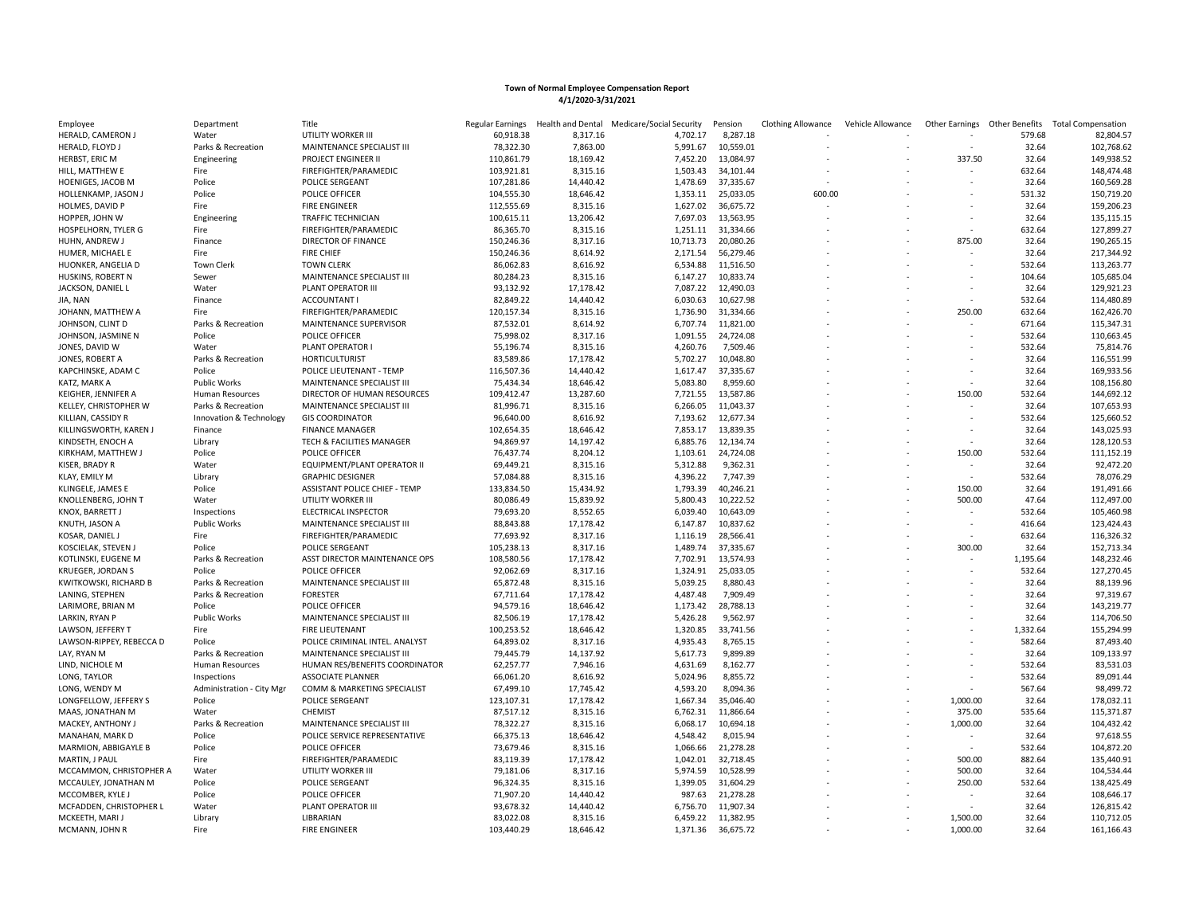**Town of Normal Employee Compensation Report**
**4/1/2020-3/31/2021**

| Employee | Department | Title | Regular Earnings | Health and Dental | Medicare/Social Security | Pension | Clothing Allowance | Vehicle Allowance | Other Earnings | Other Benefits | Total Compensation |
|---|---|---|---|---|---|---|---|---|---|---|---|
| HERALD, CAMERON J | Water | UTILITY WORKER III | 60,918.38 | 8,317.16 | 4,702.17 | 8,287.18 | - | - | - | 579.68 | 82,804.57 |
| HERALD, FLOYD J | Parks & Recreation | MAINTENANCE SPECIALIST III | 78,322.30 | 7,863.00 | 5,991.67 | 10,559.01 | - | - | - | 32.64 | 102,768.62 |
| HERBST, ERIC M | Engineering | PROJECT ENGINEER II | 110,861.79 | 18,169.42 | 7,452.20 | 13,084.97 | - | - | 337.50 | 32.64 | 149,938.52 |
| HILL, MATTHEW E | Fire | FIREFIGHTER/PARAMEDIC | 103,921.81 | 8,315.16 | 1,503.43 | 34,101.44 | - | - | - | 632.64 | 148,474.48 |
| HOENIGES, JACOB M | Police | POLICE SERGEANT | 107,281.86 | 14,440.42 | 1,478.69 | 37,335.67 | - | - | - | 32.64 | 160,569.28 |
| HOLLENKAMP, JASON J | Police | POLICE OFFICER | 104,555.30 | 18,646.42 | 1,353.11 | 25,033.05 | 600.00 | - | - | 531.32 | 150,719.20 |
| HOLMES, DAVID P | Fire | FIRE ENGINEER | 112,555.69 | 8,315.16 | 1,627.02 | 36,675.72 | - | - | - | 32.64 | 159,206.23 |
| HOPPER, JOHN W | Engineering | TRAFFIC TECHNICIAN | 100,615.11 | 13,206.42 | 7,697.03 | 13,563.95 | - | - | - | 32.64 | 135,115.15 |
| HOSPELHORN, TYLER G | Fire | FIREFIGHTER/PARAMEDIC | 86,365.70 | 8,315.16 | 1,251.11 | 31,334.66 | - | - | - | 632.64 | 127,899.27 |
| HUHN, ANDREW J | Finance | DIRECTOR OF FINANCE | 150,246.36 | 8,317.16 | 10,713.73 | 20,080.26 | - | - | 875.00 | 32.64 | 190,265.15 |
| HUMER, MICHAEL E | Fire | FIRE CHIEF | 150,246.36 | 8,614.92 | 2,171.54 | 56,279.46 | - | - | - | 32.64 | 217,344.92 |
| HUONKER, ANGELIA D | Town Clerk | TOWN CLERK | 86,062.83 | 8,616.92 | 6,534.88 | 11,516.50 | - | - | - | 532.64 | 113,263.77 |
| HUSKINS, ROBERT N | Sewer | MAINTENANCE SPECIALIST III | 80,284.23 | 8,315.16 | 6,147.27 | 10,833.74 | - | - | - | 104.64 | 105,685.04 |
| JACKSON, DANIEL L | Water | PLANT OPERATOR III | 93,132.92 | 17,178.42 | 7,087.22 | 12,490.03 | - | - | - | 32.64 | 129,921.23 |
| JIA, NAN | Finance | ACCOUNTANT I | 82,849.22 | 14,440.42 | 6,030.63 | 10,627.98 | - | - | - | 532.64 | 114,480.89 |
| JOHANN, MATTHEW A | Fire | FIREFIGHTER/PARAMEDIC | 120,157.34 | 8,315.16 | 1,736.90 | 31,334.66 | - | - | 250.00 | 632.64 | 162,426.70 |
| JOHNSON, CLINT D | Parks & Recreation | MAINTENANCE SUPERVISOR | 87,532.01 | 8,614.92 | 6,707.74 | 11,821.00 | - | - | - | 671.64 | 115,347.31 |
| JOHNSON, JASMINE N | Police | POLICE OFFICER | 75,998.02 | 8,317.16 | 1,091.55 | 24,724.08 | - | - | - | 532.64 | 110,663.45 |
| JONES, DAVID W | Water | PLANT OPERATOR I | 55,196.74 | 8,315.16 | 4,260.76 | 7,509.46 | - | - | - | 532.64 | 75,814.76 |
| JONES, ROBERT A | Parks & Recreation | HORTICULTURIST | 83,589.86 | 17,178.42 | 5,702.27 | 10,048.80 | - | - | - | 32.64 | 116,551.99 |
| KAPCHINSKE, ADAM C | Police | POLICE LIEUTENANT - TEMP | 116,507.36 | 14,440.42 | 1,617.47 | 37,335.67 | - | - | - | 32.64 | 169,933.56 |
| KATZ, MARK A | Public Works | MAINTENANCE SPECIALIST III | 75,434.34 | 18,646.42 | 5,083.80 | 8,959.60 | - | - | - | 32.64 | 108,156.80 |
| KEIGHER, JENNIFER A | Human Resources | DIRECTOR OF HUMAN RESOURCES | 109,412.47 | 13,287.60 | 7,721.55 | 13,587.86 | - | - | 150.00 | 532.64 | 144,692.12 |
| KELLEY, CHRISTOPHER W | Parks & Recreation | MAINTENANCE SPECIALIST III | 81,996.71 | 8,315.16 | 6,266.05 | 11,043.37 | - | - | - | 32.64 | 107,653.93 |
| KILLIAN, CASSIDY R | Innovation & Technology | GIS COORDINATOR | 96,640.00 | 8,616.92 | 7,193.62 | 12,677.34 | - | - | - | 532.64 | 125,660.52 |
| KILLINGSWORTH, KAREN J | Finance | FINANCE MANAGER | 102,654.35 | 18,646.42 | 7,853.17 | 13,839.35 | - | - | - | 32.64 | 143,025.93 |
| KINDSETH, ENOCH A | Library | TECH & FACILITIES MANAGER | 94,869.97 | 14,197.42 | 6,885.76 | 12,134.74 | - | - | - | 32.64 | 128,120.53 |
| KIRKHAM, MATTHEW J | Police | POLICE OFFICER | 76,437.74 | 8,204.12 | 1,103.61 | 24,724.08 | - | - | 150.00 | 532.64 | 111,152.19 |
| KISER, BRADY R | Water | EQUIPMENT/PLANT OPERATOR II | 69,449.21 | 8,315.16 | 5,312.88 | 9,362.31 | - | - | - | 32.64 | 92,472.20 |
| KLAY, EMILY M | Library | GRAPHIC DESIGNER | 57,084.88 | 8,315.16 | 4,396.22 | 7,747.39 | - | - | - | 532.64 | 78,076.29 |
| KLINGELE, JAMES E | Police | ASSISTANT POLICE CHIEF - TEMP | 133,834.50 | 15,434.92 | 1,793.39 | 40,246.21 | - | - | 150.00 | 32.64 | 191,491.66 |
| KNOLLENBERG, JOHN T | Water | UTILITY WORKER III | 80,086.49 | 15,839.92 | 5,800.43 | 10,222.52 | - | - | 500.00 | 47.64 | 112,497.00 |
| KNOX, BARRETT J | Inspections | ELECTRICAL INSPECTOR | 79,693.20 | 8,552.65 | 6,039.40 | 10,643.09 | - | - | - | 532.64 | 105,460.98 |
| KNUTH, JASON A | Public Works | MAINTENANCE SPECIALIST III | 88,843.88 | 17,178.42 | 6,147.87 | 10,837.62 | - | - | - | 416.64 | 123,424.43 |
| KOSAR, DANIEL J | Fire | FIREFIGHTER/PARAMEDIC | 77,693.92 | 8,317.16 | 1,116.19 | 28,566.41 | - | - | - | 632.64 | 116,326.32 |
| KOSCIELAK, STEVEN J | Police | POLICE SERGEANT | 105,238.13 | 8,317.16 | 1,489.74 | 37,335.67 | - | - | 300.00 | 32.64 | 152,713.34 |
| KOTLINSKI, EUGENE M | Parks & Recreation | ASST DIRECTOR MAINTENANCE OPS | 108,580.56 | 17,178.42 | 7,702.91 | 13,574.93 | - | - | - | 1,195.64 | 148,232.46 |
| KRUEGER, JORDAN S | Police | POLICE OFFICER | 92,062.69 | 8,317.16 | 1,324.91 | 25,033.05 | - | - | - | 532.64 | 127,270.45 |
| KWITKOWSKI, RICHARD B | Parks & Recreation | MAINTENANCE SPECIALIST III | 65,872.48 | 8,315.16 | 5,039.25 | 8,880.43 | - | - | - | 32.64 | 88,139.96 |
| LANING, STEPHEN | Parks & Recreation | FORESTER | 67,711.64 | 17,178.42 | 4,487.48 | 7,909.49 | - | - | - | 32.64 | 97,319.67 |
| LARIMORE, BRIAN M | Police | POLICE OFFICER | 94,579.16 | 18,646.42 | 1,173.42 | 28,788.13 | - | - | - | 32.64 | 143,219.77 |
| LARKIN, RYAN P | Public Works | MAINTENANCE SPECIALIST III | 82,506.19 | 17,178.42 | 5,426.28 | 9,562.97 | - | - | - | 32.64 | 114,706.50 |
| LAWSON, JEFFERY T | Fire | FIRE LIEUTENANT | 100,253.52 | 18,646.42 | 1,320.85 | 33,741.56 | - | - | - | 1,332.64 | 155,294.99 |
| LAWSON-RIPPEY, REBECCA D | Police | POLICE CRIMINAL INTEL. ANALYST | 64,893.02 | 8,317.16 | 4,935.43 | 8,765.15 | - | - | - | 582.64 | 87,493.40 |
| LAY, RYAN M | Parks & Recreation | MAINTENANCE SPECIALIST III | 79,445.79 | 14,137.92 | 5,617.73 | 9,899.89 | - | - | - | 32.64 | 109,133.97 |
| LIND, NICHOLE M | Human Resources | HUMAN RES/BENEFITS COORDINATOR | 62,257.77 | 7,946.16 | 4,631.69 | 8,162.77 | - | - | - | 532.64 | 83,531.03 |
| LONG, TAYLOR | Inspections | ASSOCIATE PLANNER | 66,061.20 | 8,616.92 | 5,024.96 | 8,855.72 | - | - | - | 532.64 | 89,091.44 |
| LONG, WENDY M | Administration - City Mgr | COMM & MARKETING SPECIALIST | 67,499.10 | 17,745.42 | 4,593.20 | 8,094.36 | - | - | - | 567.64 | 98,499.72 |
| LONGFELLOW, JEFFERY S | Police | POLICE SERGEANT | 123,107.31 | 17,178.42 | 1,667.34 | 35,046.40 | - | - | 1,000.00 | 32.64 | 178,032.11 |
| MAAS, JONATHAN M | Water | CHEMIST | 87,517.12 | 8,315.16 | 6,762.31 | 11,866.64 | - | - | 375.00 | 535.64 | 115,371.87 |
| MACKEY, ANTHONY J | Parks & Recreation | MAINTENANCE SPECIALIST III | 78,322.27 | 8,315.16 | 6,068.17 | 10,694.18 | - | - | 1,000.00 | 32.64 | 104,432.42 |
| MANAHAN, MARK D | Police | POLICE SERVICE REPRESENTATIVE | 66,375.13 | 18,646.42 | 4,548.42 | 8,015.94 | - | - | - | 32.64 | 97,618.55 |
| MARMION, ABBIGAYLE B | Police | POLICE OFFICER | 73,679.46 | 8,315.16 | 1,066.66 | 21,278.28 | - | - | - | 532.64 | 104,872.20 |
| MARTIN, J PAUL | Fire | FIREFIGHTER/PARAMEDIC | 83,119.39 | 17,178.42 | 1,042.01 | 32,718.45 | - | - | 500.00 | 882.64 | 135,440.91 |
| MCCAMMON, CHRISTOPHER A | Water | UTILITY WORKER III | 79,181.06 | 8,317.16 | 5,974.59 | 10,528.99 | - | - | 500.00 | 32.64 | 104,534.44 |
| MCCAULEY, JONATHAN M | Police | POLICE SERGEANT | 96,324.35 | 8,315.16 | 1,399.05 | 31,604.29 | - | - | 250.00 | 532.64 | 138,425.49 |
| MCCOMBER, KYLE J | Police | POLICE OFFICER | 71,907.20 | 14,440.42 | 987.63 | 21,278.28 | - | - | - | 32.64 | 108,646.17 |
| MCFADDEN, CHRISTOPHER L | Water | PLANT OPERATOR III | 93,678.32 | 14,440.42 | 6,756.70 | 11,907.34 | - | - | - | 32.64 | 126,815.42 |
| MCKEETH, MARI J | Library | LIBRARIAN | 83,022.08 | 8,315.16 | 6,459.22 | 11,382.95 | - | - | 1,500.00 | 32.64 | 110,712.05 |
| MCMANN, JOHN R | Fire | FIRE ENGINEER | 103,440.29 | 18,646.42 | 1,371.36 | 36,675.72 | - | - | 1,000.00 | 32.64 | 161,166.43 |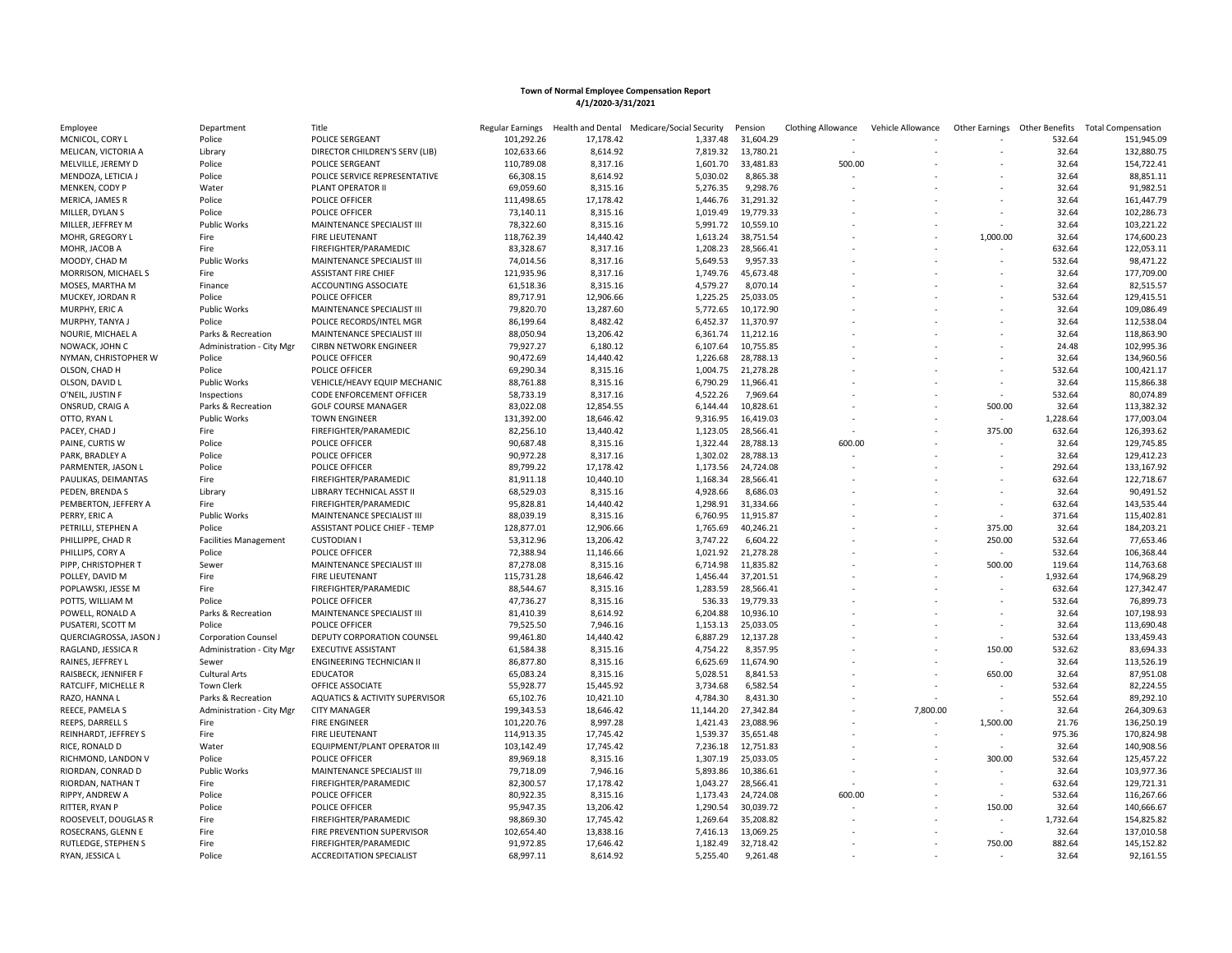**Town of Normal Employee Compensation Report**
**4/1/2020-3/31/2021**

| Employee | Department | Title | Regular Earnings | Health and Dental | Medicare/Social Security | Pension | Clothing Allowance | Vehicle Allowance | Other Earnings | Other Benefits | Total Compensation |
|---|---|---|---|---|---|---|---|---|---|---|---|
| MCNICOL, CORY L | Police | POLICE SERGEANT | 101,292.26 | 17,178.42 | 1,337.48 | 31,604.29 | - | - | - | 532.64 | 151,945.09 |
| MELICAN, VICTORIA A | Library | DIRECTOR CHILDREN'S SERV (LIB) | 102,633.66 | 8,614.92 | 7,819.32 | 13,780.21 | - | - | - | 32.64 | 132,880.75 |
| MELVILLE, JEREMY D | Police | POLICE SERGEANT | 110,789.08 | 8,317.16 | 1,601.70 | 33,481.83 | 500.00 | - | - | 32.64 | 154,722.41 |
| MENDOZA, LETICIA J | Police | POLICE SERVICE REPRESENTATIVE | 66,308.15 | 8,614.92 | 5,030.02 | 8,865.38 | - | - | - | 32.64 | 88,851.11 |
| MENKEN, CODY P | Water | PLANT OPERATOR II | 69,059.60 | 8,315.16 | 5,276.35 | 9,298.76 | - | - | - | 32.64 | 91,982.51 |
| MERICA, JAMES R | Police | POLICE OFFICER | 111,498.65 | 17,178.42 | 1,446.76 | 31,291.32 | - | - | - | 32.64 | 161,447.79 |
| MILLER, DYLAN S | Police | POLICE OFFICER | 73,140.11 | 8,315.16 | 1,019.49 | 19,779.33 | - | - | - | 32.64 | 102,286.73 |
| MILLER, JEFFREY M | Public Works | MAINTENANCE SPECIALIST III | 78,322.60 | 8,315.16 | 5,991.72 | 10,559.10 | - | - | - | 32.64 | 103,221.22 |
| MOHR, GREGORY L | Fire | FIRE LIEUTENANT | 118,762.39 | 14,440.42 | 1,613.24 | 38,751.54 | - | - | 1,000.00 | 32.64 | 174,600.23 |
| MOHR, JACOB A | Fire | FIREFIGHTER/PARAMEDIC | 83,328.67 | 8,317.16 | 1,208.23 | 28,566.41 | - | - | - | 632.64 | 122,053.11 |
| MOODY, CHAD M | Public Works | MAINTENANCE SPECIALIST III | 74,014.56 | 8,315.16 | 5,649.53 | 9,957.33 | - | - | - | 532.64 | 98,471.22 |
| MORRISON, MICHAEL S | Fire | ASSISTANT FIRE CHIEF | 121,935.96 | 8,317.16 | 1,749.76 | 45,673.48 | - | - | - | 32.64 | 177,709.00 |
| MOSES, MARTHA M | Finance | ACCOUNTING ASSOCIATE | 61,518.36 | 8,315.16 | 4,579.27 | 8,070.14 | - | - | - | 32.64 | 82,515.57 |
| MUCKEY, JORDAN R | Police | POLICE OFFICER | 89,717.91 | 12,906.66 | 1,225.25 | 25,033.05 | - | - | - | 532.64 | 129,415.51 |
| MURPHY, ERIC A | Public Works | MAINTENANCE SPECIALIST III | 79,820.70 | 13,287.60 | 5,772.65 | 10,172.90 | - | - | - | 32.64 | 109,086.49 |
| MURPHY, TANYA J | Police | POLICE RECORDS/INTEL MGR | 86,199.64 | 8,482.42 | 6,452.37 | 11,370.97 | - | - | - | 32.64 | 112,538.04 |
| NOURIE, MICHAEL A | Parks & Recreation | MAINTENANCE SPECIALIST III | 88,050.94 | 13,206.42 | 6,361.74 | 11,212.16 | - | - | - | 32.64 | 118,863.90 |
| NOWACK, JOHN C | Administration - City Mgr | CIRBN NETWORK ENGINEER | 79,927.27 | 6,180.12 | 6,107.64 | 10,755.85 | - | - | - | 24.48 | 102,995.36 |
| NYMAN, CHRISTOPHER W | Police | POLICE OFFICER | 90,472.69 | 14,440.42 | 1,226.68 | 28,788.13 | - | - | - | 32.64 | 134,960.56 |
| OLSON, CHAD H | Police | POLICE OFFICER | 69,290.34 | 8,315.16 | 1,004.75 | 21,278.28 | - | - | - | 532.64 | 100,421.17 |
| OLSON, DAVID L | Public Works | VEHICLE/HEAVY EQUIP MECHANIC | 88,761.88 | 8,315.16 | 6,790.29 | 11,966.41 | - | - | - | 32.64 | 115,866.38 |
| O'NEIL, JUSTIN F | Inspections | CODE ENFORCEMENT OFFICER | 58,733.19 | 8,317.16 | 4,522.26 | 7,969.64 | - | - | - | 532.64 | 80,074.89 |
| ONSRUD, CRAIG A | Parks & Recreation | GOLF COURSE MANAGER | 83,022.08 | 12,854.55 | 6,144.44 | 10,828.61 | - | - | 500.00 | 32.64 | 113,382.32 |
| OTTO, RYAN L | Public Works | TOWN ENGINEER | 131,392.00 | 18,646.42 | 9,316.95 | 16,419.03 | - | - | - | 1,228.64 | 177,003.04 |
| PACEY, CHAD J | Fire | FIREFIGHTER/PARAMEDIC | 82,256.10 | 13,440.42 | 1,123.05 | 28,566.41 | - | - | 375.00 | 632.64 | 126,393.62 |
| PAINE, CURTIS W | Police | POLICE OFFICER | 90,687.48 | 8,315.16 | 1,322.44 | 28,788.13 | 600.00 | - | - | 32.64 | 129,745.85 |
| PARK, BRADLEY A | Police | POLICE OFFICER | 90,972.28 | 8,317.16 | 1,302.02 | 28,788.13 | - | - | - | 32.64 | 129,412.23 |
| PARMENTER, JASON L | Police | POLICE OFFICER | 89,799.22 | 17,178.42 | 1,173.56 | 24,724.08 | - | - | - | 292.64 | 133,167.92 |
| PAULIKAS, DEIMANTAS | Fire | FIREFIGHTER/PARAMEDIC | 81,911.18 | 10,440.10 | 1,168.34 | 28,566.41 | - | - | - | 632.64 | 122,718.67 |
| PEDEN, BRENDA S | Library | LIBRARY TECHNICAL ASST II | 68,529.03 | 8,315.16 | 4,928.66 | 8,686.03 | - | - | - | 32.64 | 90,491.52 |
| PEMBERTON, JEFFERY A | Fire | FIREFIGHTER/PARAMEDIC | 95,828.81 | 14,440.42 | 1,298.91 | 31,334.66 | - | - | - | 632.64 | 143,535.44 |
| PERRY, ERIC A | Public Works | MAINTENANCE SPECIALIST III | 88,039.19 | 8,315.16 | 6,760.95 | 11,915.87 | - | - | - | 371.64 | 115,402.81 |
| PETRILLI, STEPHEN A | Police | ASSISTANT POLICE CHIEF - TEMP | 128,877.01 | 12,906.66 | 1,765.69 | 40,246.21 | - | - | 375.00 | 32.64 | 184,203.21 |
| PHILLIPPE, CHAD R | Facilities Management | CUSTODIAN I | 53,312.96 | 13,206.42 | 3,747.22 | 6,604.22 | - | - | 250.00 | 532.64 | 77,653.46 |
| PHILLIPS, CORY A | Police | POLICE OFFICER | 72,388.94 | 11,146.66 | 1,021.92 | 21,278.28 | - | - | - | 532.64 | 106,368.44 |
| PIPP, CHRISTOPHER T | Sewer | MAINTENANCE SPECIALIST III | 87,278.08 | 8,315.16 | 6,714.98 | 11,835.82 | - | - | 500.00 | 119.64 | 114,763.68 |
| POLLEY, DAVID M | Fire | FIRE LIEUTENANT | 115,731.28 | 18,646.42 | 1,456.44 | 37,201.51 | - | - | - | 1,932.64 | 174,968.29 |
| POPLAWSKI, JESSE M | Fire | FIREFIGHTER/PARAMEDIC | 88,544.67 | 8,315.16 | 1,283.59 | 28,566.41 | - | - | - | 632.64 | 127,342.47 |
| POTTS, WILLIAM M | Police | POLICE OFFICER | 47,736.27 | 8,315.16 | 536.33 | 19,779.33 | - | - | - | 532.64 | 76,899.73 |
| POWELL, RONALD A | Parks & Recreation | MAINTENANCE SPECIALIST III | 81,410.39 | 8,614.92 | 6,204.88 | 10,936.10 | - | - | - | 32.64 | 107,198.93 |
| PUSATERI, SCOTT M | Police | POLICE OFFICER | 79,525.50 | 7,946.16 | 1,153.13 | 25,033.05 | - | - | - | 32.64 | 113,690.48 |
| QUERCIAGROSSA, JASON J | Corporation Counsel | DEPUTY CORPORATION COUNSEL | 99,461.80 | 14,440.42 | 6,887.29 | 12,137.28 | - | - | - | 532.64 | 133,459.43 |
| RAGLAND, JESSICA R | Administration - City Mgr | EXECUTIVE ASSISTANT | 61,584.38 | 8,315.16 | 4,754.22 | 8,357.95 | - | - | 150.00 | 532.62 | 83,694.33 |
| RAINES, JEFFREY L | Sewer | ENGINEERING TECHNICIAN II | 86,877.80 | 8,315.16 | 6,625.69 | 11,674.90 | - | - | - | 32.64 | 113,526.19 |
| RAISBECK, JENNIFER F | Cultural Arts | EDUCATOR | 65,083.24 | 8,315.16 | 5,028.51 | 8,841.53 | - | - | 650.00 | 32.64 | 87,951.08 |
| RATCLIFF, MICHELLE R | Town Clerk | OFFICE ASSOCIATE | 55,928.77 | 15,445.92 | 3,734.68 | 6,582.54 | - | - | - | 532.64 | 82,224.55 |
| RAZO, HANNA L | Parks & Recreation | AQUATICS & ACTIVITY SUPERVISOR | 65,102.76 | 10,421.10 | 4,784.30 | 8,431.30 | - | - | - | 552.64 | 89,292.10 |
| REECE, PAMELA S | Administration - City Mgr | CITY MANAGER | 199,343.53 | 18,646.42 | 11,144.20 | 27,342.84 | - | 7,800.00 | - | 32.64 | 264,309.63 |
| REEPS, DARRELL S | Fire | FIRE ENGINEER | 101,220.76 | 8,997.28 | 1,421.43 | 23,088.96 | - | - | 1,500.00 | 21.76 | 136,250.19 |
| REINHARDT, JEFFREY S | Fire | FIRE LIEUTENANT | 114,913.35 | 17,745.42 | 1,539.37 | 35,651.48 | - | - | - | 975.36 | 170,824.98 |
| RICE, RONALD D | Water | EQUIPMENT/PLANT OPERATOR III | 103,142.49 | 17,745.42 | 7,236.18 | 12,751.83 | - | - | - | 32.64 | 140,908.56 |
| RICHMOND, LANDON V | Police | POLICE OFFICER | 89,969.18 | 8,315.16 | 1,307.19 | 25,033.05 | - | - | 300.00 | 532.64 | 125,457.22 |
| RIORDAN, CONRAD D | Public Works | MAINTENANCE SPECIALIST III | 79,718.09 | 7,946.16 | 5,893.86 | 10,386.61 | - | - | - | 32.64 | 103,977.36 |
| RIORDAN, NATHAN T | Fire | FIREFIGHTER/PARAMEDIC | 82,300.57 | 17,178.42 | 1,043.27 | 28,566.41 | - | - | - | 632.64 | 129,721.31 |
| RIPPY, ANDREW A | Police | POLICE OFFICER | 80,922.35 | 8,315.16 | 1,173.43 | 24,724.08 | 600.00 | - | - | 532.64 | 116,267.66 |
| RITTER, RYAN P | Police | POLICE OFFICER | 95,947.35 | 13,206.42 | 1,290.54 | 30,039.72 | - | - | 150.00 | 32.64 | 140,666.67 |
| ROOSEVELT, DOUGLAS R | Fire | FIREFIGHTER/PARAMEDIC | 98,869.30 | 17,745.42 | 1,269.64 | 35,208.82 | - | - | - | 1,732.64 | 154,825.82 |
| ROSECRANS, GLENN E | Fire | FIRE PREVENTION SUPERVISOR | 102,654.40 | 13,838.16 | 7,416.13 | 13,069.25 | - | - | - | 32.64 | 137,010.58 |
| RUTLEDGE, STEPHEN S | Fire | FIREFIGHTER/PARAMEDIC | 91,972.85 | 17,646.42 | 1,182.49 | 32,718.42 | - | - | 750.00 | 882.64 | 145,152.82 |
| RYAN, JESSICA L | Police | ACCREDITATION SPECIALIST | 68,997.11 | 8,614.92 | 5,255.40 | 9,261.48 | - | - | - | 32.64 | 92,161.55 |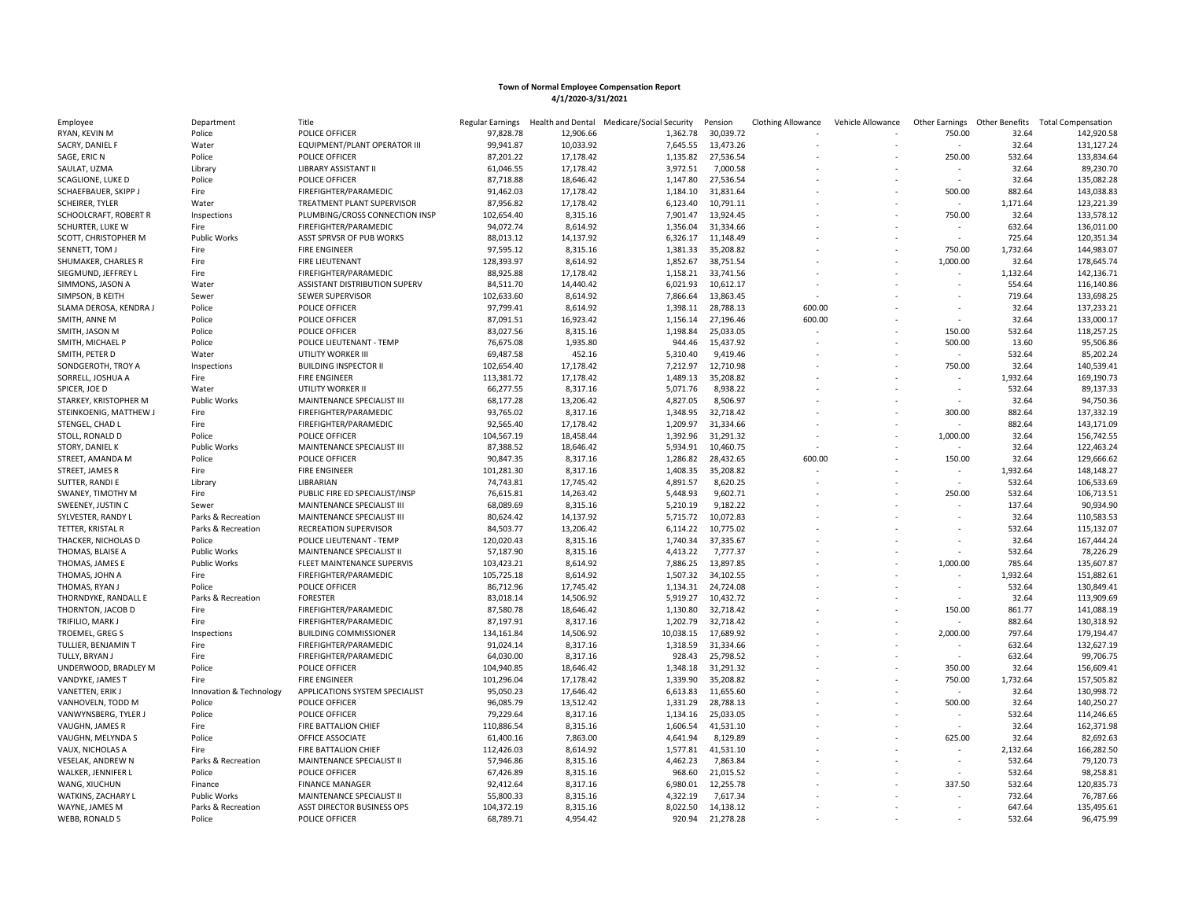**Town of Normal Employee Compensation Report**
**4/1/2020-3/31/2021**

| Employee | Department | Title | Regular Earnings | Health and Dental | Medicare/Social Security | Pension | Clothing Allowance | Vehicle Allowance | Other Earnings | Other Benefits | Total Compensation |
|---|---|---|---|---|---|---|---|---|---|---|---|
| RYAN, KEVIN M | Police | POLICE OFFICER | 97,828.78 | 12,906.66 | 1,362.78 | 30,039.72 | - | - | 750.00 | 32.64 | 142,920.58 |
| SACRY, DANIEL F | Water | EQUIPMENT/PLANT OPERATOR III | 99,941.87 | 10,033.92 | 7,645.55 | 13,473.26 | - | - | - | 32.64 | 131,127.24 |
| SAGE, ERIC N | Police | POLICE OFFICER | 87,201.22 | 17,178.42 | 1,135.82 | 27,536.54 | - | - | 250.00 | 532.64 | 133,834.64 |
| SAULAT, UZMA | Library | LIBRARY ASSISTANT II | 61,046.55 | 17,178.42 | 3,972.51 | 7,000.58 | - | - | - | 32.64 | 89,230.70 |
| SCAGLIONE, LUKE D | Police | POLICE OFFICER | 87,718.88 | 18,646.42 | 1,147.80 | 27,536.54 | - | - | - | 32.64 | 135,082.28 |
| SCHAEFBAUER, SKIPP J | Fire | FIREFIGHTER/PARAMEDIC | 91,462.03 | 17,178.42 | 1,184.10 | 31,831.64 | - | - | 500.00 | 882.64 | 143,038.83 |
| SCHEIRER, TYLER | Water | TREATMENT PLANT SUPERVISOR | 87,956.82 | 17,178.42 | 6,123.40 | 10,791.11 | - | - | - | 1,171.64 | 123,221.39 |
| SCHOOLCRAFT, ROBERT R | Inspections | PLUMBING/CROSS CONNECTION INSP | 102,654.40 | 8,315.16 | 7,901.47 | 13,924.45 | - | - | 750.00 | 32.64 | 133,578.12 |
| SCHURTER, LUKE W | Fire | FIREFIGHTER/PARAMEDIC | 94,072.74 | 8,614.92 | 1,356.04 | 31,334.66 | - | - | - | 632.64 | 136,011.00 |
| SCOTT, CHRISTOPHER M | Public Works | ASST SPRVSR OF PUB WORKS | 88,013.12 | 14,137.92 | 6,326.17 | 11,148.49 | - | - | - | 725.64 | 120,351.34 |
| SENNETT, TOM J | Fire | FIRE ENGINEER | 97,595.12 | 8,315.16 | 1,381.33 | 35,208.82 | - | - | 750.00 | 1,732.64 | 144,983.07 |
| SHUMAKER, CHARLES R | Fire | FIRE LIEUTENANT | 128,393.97 | 8,614.92 | 1,852.67 | 38,751.54 | - | - | 1,000.00 | 32.64 | 178,645.74 |
| SIEGMUND, JEFFREY L | Fire | FIREFIGHTER/PARAMEDIC | 88,925.88 | 17,178.42 | 1,158.21 | 33,741.56 | - | - | - | 1,132.64 | 142,136.71 |
| SIMMONS, JASON A | Water | ASSISTANT DISTRIBUTION SUPERV | 84,511.70 | 14,440.42 | 6,021.93 | 10,612.17 | - | - | - | 554.64 | 116,140.86 |
| SIMPSON, B KEITH | Sewer | SEWER SUPERVISOR | 102,633.60 | 8,614.92 | 7,866.64 | 13,863.45 | - | - | - | 719.64 | 133,698.25 |
| SLAMA DEROSA, KENDRA J | Police | POLICE OFFICER | 97,799.41 | 8,614.92 | 1,398.11 | 28,788.13 | 600.00 | - | - | 32.64 | 137,233.21 |
| SMITH, ANNE M | Police | POLICE OFFICER | 87,091.51 | 16,923.42 | 1,156.14 | 27,196.46 | 600.00 | - | - | 32.64 | 133,000.17 |
| SMITH, JASON M | Police | POLICE OFFICER | 83,027.56 | 8,315.16 | 1,198.84 | 25,033.05 | - | - | 150.00 | 532.64 | 118,257.25 |
| SMITH, MICHAEL P | Police | POLICE LIEUTENANT - TEMP | 76,675.08 | 1,935.80 | 944.46 | 15,437.92 | - | - | 500.00 | 13.60 | 95,506.86 |
| SMITH, PETER D | Water | UTILITY WORKER III | 69,487.58 | 452.16 | 5,310.40 | 9,419.46 | - | - | - | 532.64 | 85,202.24 |
| SONDGEROTH, TROY A | Inspections | BUILDING INSPECTOR II | 102,654.40 | 17,178.42 | 7,212.97 | 12,710.98 | - | - | 750.00 | 32.64 | 140,539.41 |
| SORRELL, JOSHUA A | Fire | FIRE ENGINEER | 113,381.72 | 17,178.42 | 1,489.13 | 35,208.82 | - | - | - | 1,932.64 | 169,190.73 |
| SPICER, JOE D | Water | UTILITY WORKER II | 66,277.55 | 8,317.16 | 5,071.76 | 8,938.22 | - | - | - | 532.64 | 89,137.33 |
| STARKEY, KRISTOPHER M | Public Works | MAINTENANCE SPECIALIST III | 68,177.28 | 13,206.42 | 4,827.05 | 8,506.97 | - | - | - | 32.64 | 94,750.36 |
| STEINKOENIG, MATTHEW J | Fire | FIREFIGHTER/PARAMEDIC | 93,765.02 | 8,317.16 | 1,348.95 | 32,718.42 | - | - | 300.00 | 882.64 | 137,332.19 |
| STENGEL, CHAD L | Fire | FIREFIGHTER/PARAMEDIC | 92,565.40 | 17,178.42 | 1,209.97 | 31,334.66 | - | - | - | 882.64 | 143,171.09 |
| STOLL, RONALD D | Police | POLICE OFFICER | 104,567.19 | 18,458.44 | 1,392.96 | 31,291.32 | - | - | 1,000.00 | 32.64 | 156,742.55 |
| STORY, DANIEL K | Public Works | MAINTENANCE SPECIALIST III | 87,388.52 | 18,646.42 | 5,934.91 | 10,460.75 | - | - | - | 32.64 | 122,463.24 |
| STREET, AMANDA M | Police | POLICE OFFICER | 90,847.35 | 8,317.16 | 1,286.82 | 28,432.65 | 600.00 | - | 150.00 | 32.64 | 129,666.62 |
| STREET, JAMES R | Fire | FIRE ENGINEER | 101,281.30 | 8,317.16 | 1,408.35 | 35,208.82 | - | - | - | 1,932.64 | 148,148.27 |
| SUTTER, RANDI E | Library | LIBRARIAN | 74,743.81 | 17,745.42 | 4,891.57 | 8,620.25 | - | - | - | 532.64 | 106,533.69 |
| SWANEY, TIMOTHY M | Fire | PUBLIC FIRE ED SPECIALIST/INSP | 76,615.81 | 14,263.42 | 5,448.93 | 9,602.71 | - | - | 250.00 | 532.64 | 106,713.51 |
| SWEENEY, JUSTIN C | Sewer | MAINTENANCE SPECIALIST III | 68,089.69 | 8,315.16 | 5,210.19 | 9,182.22 | - | - | - | 137.64 | 90,934.90 |
| SYLVESTER, RANDY L | Parks & Recreation | MAINTENANCE SPECIALIST III | 80,624.42 | 14,137.92 | 5,715.72 | 10,072.83 | - | - | - | 32.64 | 110,583.53 |
| TETTER, KRISTAL R | Parks & Recreation | RECREATION SUPERVISOR | 84,503.77 | 13,206.42 | 6,114.22 | 10,775.02 | - | - | - | 532.64 | 115,132.07 |
| THACKER, NICHOLAS D | Police | POLICE LIEUTENANT - TEMP | 120,020.43 | 8,315.16 | 1,740.34 | 37,335.67 | - | - | - | 32.64 | 167,444.24 |
| THOMAS, BLAISE A | Public Works | MAINTENANCE SPECIALIST II | 57,187.90 | 8,315.16 | 4,413.22 | 7,777.37 | - | - | - | 532.64 | 78,226.29 |
| THOMAS, JAMES E | Public Works | FLEET MAINTENANCE SUPERVIS | 103,423.21 | 8,614.92 | 7,886.25 | 13,897.85 | - | - | 1,000.00 | 785.64 | 135,607.87 |
| THOMAS, JOHN A | Fire | FIREFIGHTER/PARAMEDIC | 105,725.18 | 8,614.92 | 1,507.32 | 34,102.55 | - | - | - | 1,932.64 | 151,882.61 |
| THOMAS, RYAN J | Police | POLICE OFFICER | 86,712.96 | 17,745.42 | 1,134.31 | 24,724.08 | - | - | - | 532.64 | 130,849.41 |
| THORNDYKE, RANDALL E | Parks & Recreation | FORESTER | 83,018.14 | 14,506.92 | 5,919.27 | 10,432.72 | - | - | - | 32.64 | 113,909.69 |
| THORNTON, JACOB D | Fire | FIREFIGHTER/PARAMEDIC | 87,580.78 | 18,646.42 | 1,130.80 | 32,718.42 | - | - | 150.00 | 861.77 | 141,088.19 |
| TRIFILIO, MARK J | Fire | FIREFIGHTER/PARAMEDIC | 87,197.91 | 8,317.16 | 1,202.79 | 32,718.42 | - | - | - | 882.64 | 130,318.92 |
| TROEMEL, GREG S | Inspections | BUILDING COMMISSIONER | 134,161.84 | 14,506.92 | 10,038.15 | 17,689.92 | - | - | 2,000.00 | 797.64 | 179,194.47 |
| TULLIER, BENJAMIN T | Fire | FIREFIGHTER/PARAMEDIC | 91,024.14 | 8,317.16 | 1,318.59 | 31,334.66 | - | - | - | 632.64 | 132,627.19 |
| TULLY, BRYAN J | Fire | FIREFIGHTER/PARAMEDIC | 64,030.00 | 8,317.16 | 928.43 | 25,798.52 | - | - | - | 632.64 | 99,706.75 |
| UNDERWOOD, BRADLEY M | Police | POLICE OFFICER | 104,940.85 | 18,646.42 | 1,348.18 | 31,291.32 | - | - | 350.00 | 32.64 | 156,609.41 |
| VANDYKE, JAMES T | Fire | FIRE ENGINEER | 101,296.04 | 17,178.42 | 1,339.90 | 35,208.82 | - | - | 750.00 | 1,732.64 | 157,505.82 |
| VANETTEN, ERIK J | Innovation & Technology | APPLICATIONS SYSTEM SPECIALIST | 95,050.23 | 17,646.42 | 6,613.83 | 11,655.60 | - | - | - | 32.64 | 130,998.72 |
| VANHOVELN, TODD M | Police | POLICE OFFICER | 96,085.79 | 13,512.42 | 1,331.29 | 28,788.13 | - | - | 500.00 | 32.64 | 140,250.27 |
| VANWYNSBERG, TYLER J | Police | POLICE OFFICER | 79,229.64 | 8,317.16 | 1,134.16 | 25,033.05 | - | - | - | 532.64 | 114,246.65 |
| VAUGHN, JAMES R | Fire | FIRE BATTALION CHIEF | 110,886.54 | 8,315.16 | 1,606.54 | 41,531.10 | - | - | - | 32.64 | 162,371.98 |
| VAUGHN, MELYNDA S | Police | OFFICE ASSOCIATE | 61,400.16 | 7,863.00 | 4,641.94 | 8,129.89 | - | - | 625.00 | 32.64 | 82,692.63 |
| VAUX, NICHOLAS A | Fire | FIRE BATTALION CHIEF | 112,426.03 | 8,614.92 | 1,577.81 | 41,531.10 | - | - | - | 2,132.64 | 166,282.50 |
| VESELAK, ANDREW N | Parks & Recreation | MAINTENANCE SPECIALIST II | 57,946.86 | 8,315.16 | 4,462.23 | 7,863.84 | - | - | - | 532.64 | 79,120.73 |
| WALKER, JENNIFER L | Police | POLICE OFFICER | 67,426.89 | 8,315.16 | 968.60 | 21,015.52 | - | - | - | 532.64 | 98,258.81 |
| WANG, XIUCHUN | Finance | FINANCE MANAGER | 92,412.64 | 8,317.16 | 6,980.01 | 12,255.78 | - | - | 337.50 | 532.64 | 120,835.73 |
| WATKINS, ZACHARY L | Public Works | MAINTENANCE SPECIALIST II | 55,800.33 | 8,315.16 | 4,322.19 | 7,617.34 | - | - | - | 732.64 | 76,787.66 |
| WAYNE, JAMES M | Parks & Recreation | ASST DIRECTOR BUSINESS OPS | 104,372.19 | 8,315.16 | 8,022.50 | 14,138.12 | - | - | - | 647.64 | 135,495.61 |
| WEBB, RONALD S | Police | POLICE OFFICER | 68,789.71 | 4,954.42 | 920.94 | 21,278.28 | - | - | - | 532.64 | 96,475.99 |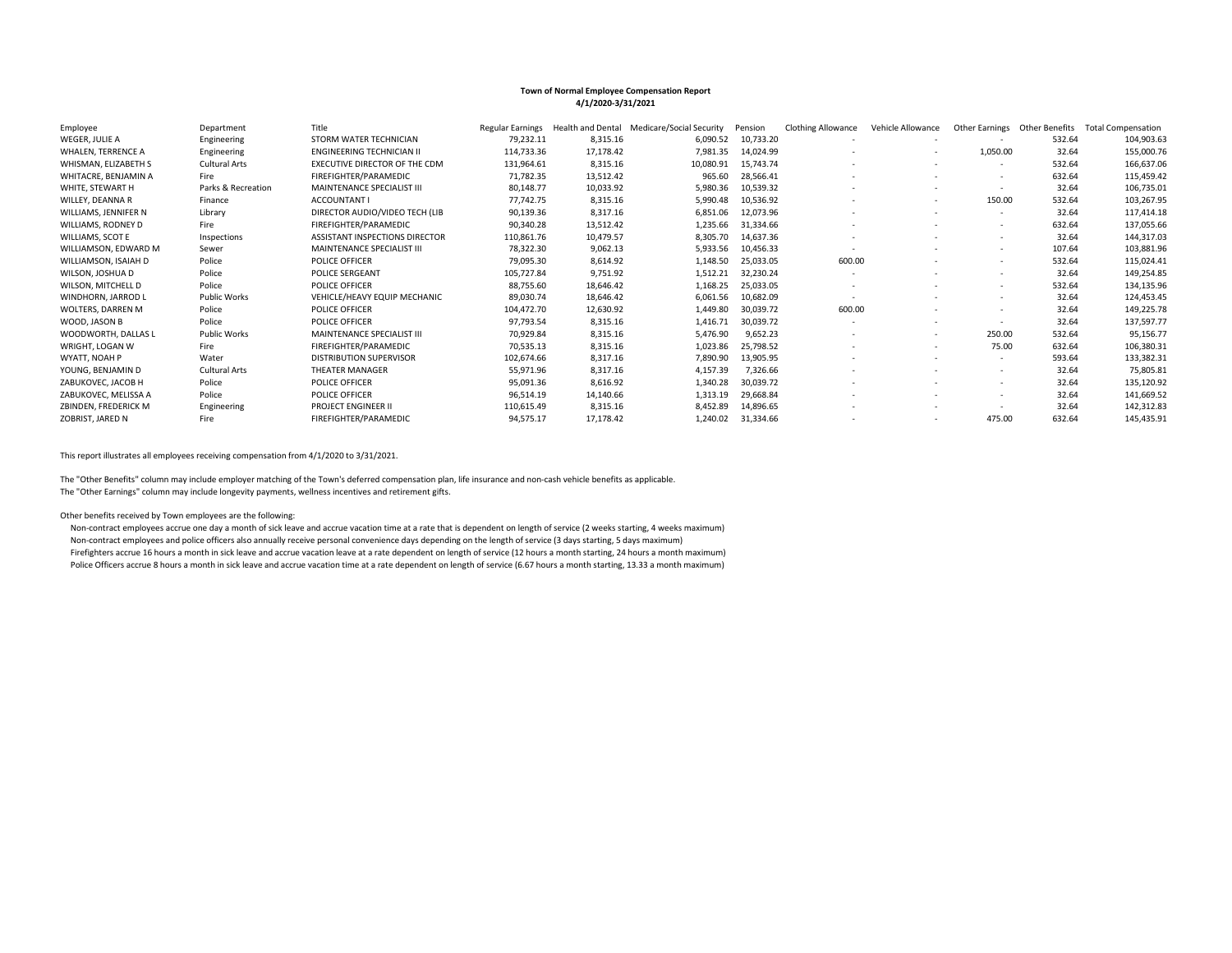**Town of Normal Employee Compensation Report**
**4/1/2020-3/31/2021**

| Employee | Department | Title | Regular Earnings | Health and Dental | Medicare/Social Security | Pension | Clothing Allowance | Vehicle Allowance | Other Earnings | Other Benefits | Total Compensation |
|---|---|---|---|---|---|---|---|---|---|---|---|
| WEGER, JULIE A | Engineering | STORM WATER TECHNICIAN | 79,232.11 | 8,315.16 | 6,090.52 | 10,733.20 | - | - | - | 532.64 | 104,903.63 |
| WHALEN, TERRENCE A | Engineering | ENGINEERING TECHNICIAN II | 114,733.36 | 17,178.42 | 7,981.35 | 14,024.99 | - | - | 1,050.00 | 32.64 | 155,000.76 |
| WHISMAN, ELIZABETH S | Cultural Arts | EXECUTIVE DIRECTOR OF THE CDM | 131,964.61 | 8,315.16 | 10,080.91 | 15,743.74 | - | - | - | 532.64 | 166,637.06 |
| WHITACRE, BENJAMIN A | Fire | FIREFIGHTER/PARAMEDIC | 71,782.35 | 13,512.42 | 965.60 | 28,566.41 | - | - | - | 632.64 | 115,459.42 |
| WHITE, STEWART H | Parks & Recreation | MAINTENANCE SPECIALIST III | 80,148.77 | 10,033.92 | 5,980.36 | 10,539.32 | - | - | - | 32.64 | 106,735.01 |
| WILLEY, DEANNA R | Finance | ACCOUNTANT I | 77,742.75 | 8,315.16 | 5,990.48 | 10,536.92 | - | - | 150.00 | 532.64 | 103,267.95 |
| WILLIAMS, JENNIFER N | Library | DIRECTOR AUDIO/VIDEO TECH (LIB | 90,139.36 | 8,317.16 | 6,851.06 | 12,073.96 | - | - | - | 32.64 | 117,414.18 |
| WILLIAMS, RODNEY D | Fire | FIREFIGHTER/PARAMEDIC | 90,340.28 | 13,512.42 | 1,235.66 | 31,334.66 | - | - | - | 632.64 | 137,055.66 |
| WILLIAMS, SCOT E | Inspections | ASSISTANT INSPECTIONS DIRECTOR | 110,861.76 | 10,479.57 | 8,305.70 | 14,637.36 | - | - | - | 32.64 | 144,317.03 |
| WILLIAMSON, EDWARD M | Sewer | MAINTENANCE SPECIALIST III | 78,322.30 | 9,062.13 | 5,933.56 | 10,456.33 | - | - | - | 107.64 | 103,881.96 |
| WILLIAMSON, ISAIAH D | Police | POLICE OFFICER | 79,095.30 | 8,614.92 | 1,148.50 | 25,033.05 | 600.00 | - | - | 532.64 | 115,024.41 |
| WILSON, JOSHUA D | Police | POLICE SERGEANT | 105,727.84 | 9,751.92 | 1,512.21 | 32,230.24 | - | - | - | 32.64 | 149,254.85 |
| WILSON, MITCHELL D | Police | POLICE OFFICER | 88,755.60 | 18,646.42 | 1,168.25 | 25,033.05 | - | - | - | 532.64 | 134,135.96 |
| WINDHORN, JARROD L | Public Works | VEHICLE/HEAVY EQUIP MECHANIC | 89,030.74 | 18,646.42 | 6,061.56 | 10,682.09 | - | - | - | 32.64 | 124,453.45 |
| WOLTERS, DARREN M | Police | POLICE OFFICER | 104,472.70 | 12,630.92 | 1,449.80 | 30,039.72 | 600.00 | - | - | 32.64 | 149,225.78 |
| WOOD, JASON B | Police | POLICE OFFICER | 97,793.54 | 8,315.16 | 1,416.71 | 30,039.72 | - | - | - | 32.64 | 137,597.77 |
| WOODWORTH, DALLAS L | Public Works | MAINTENANCE SPECIALIST III | 70,929.84 | 8,315.16 | 5,476.90 | 9,652.23 | - | - | 250.00 | 532.64 | 95,156.77 |
| WRIGHT, LOGAN W | Fire | FIREFIGHTER/PARAMEDIC | 70,535.13 | 8,315.16 | 1,023.86 | 25,798.52 | - | - | 75.00 | 632.64 | 106,380.31 |
| WYATT, NOAH P | Water | DISTRIBUTION SUPERVISOR | 102,674.66 | 8,317.16 | 7,890.90 | 13,905.95 | - | - | - | 593.64 | 133,382.31 |
| YOUNG, BENJAMIN D | Cultural Arts | THEATER MANAGER | 55,971.96 | 8,317.16 | 4,157.39 | 7,326.66 | - | - | - | 32.64 | 75,805.81 |
| ZABUKOVEC, JACOB H | Police | POLICE OFFICER | 95,091.36 | 8,616.92 | 1,340.28 | 30,039.72 | - | - | - | 32.64 | 135,120.92 |
| ZABUKOVEC, MELISSA A | Police | POLICE OFFICER | 96,514.19 | 14,140.66 | 1,313.19 | 29,668.84 | - | - | - | 32.64 | 141,669.52 |
| ZBINDEN, FREDERICK M | Engineering | PROJECT ENGINEER II | 110,615.49 | 8,315.16 | 8,452.89 | 14,896.65 | - | - | - | 32.64 | 142,312.83 |
| ZOBRIST, JARED N | Fire | FIREFIGHTER/PARAMEDIC | 94,575.17 | 17,178.42 | 1,240.02 | 31,334.66 | - | - | 475.00 | 632.64 | 145,435.91 |

This report illustrates all employees receiving compensation from 4/1/2020 to 3/31/2021.

The "Other Benefits" column may include employer matching of the Town's deferred compensation plan, life insurance and non-cash vehicle benefits as applicable.
The "Other Earnings" column may include longevity payments, wellness incentives and retirement gifts.

Other benefits received by Town employees are the following:

Non-contract employees accrue one day a month of sick leave and accrue vacation time at a rate that is dependent on length of service (2 weeks starting, 4 weeks maximum)
Non-contract employees and police officers also annually receive personal convenience days depending on the length of service (3 days starting, 5 days maximum)
Firefighters accrue 16 hours a month in sick leave and accrue vacation leave at a rate dependent on length of service (12 hours a month starting, 24 hours a month maximum)
Police Officers accrue 8 hours a month in sick leave and accrue vacation time at a rate dependent on length of service (6.67 hours a month starting, 13.33 a month maximum)